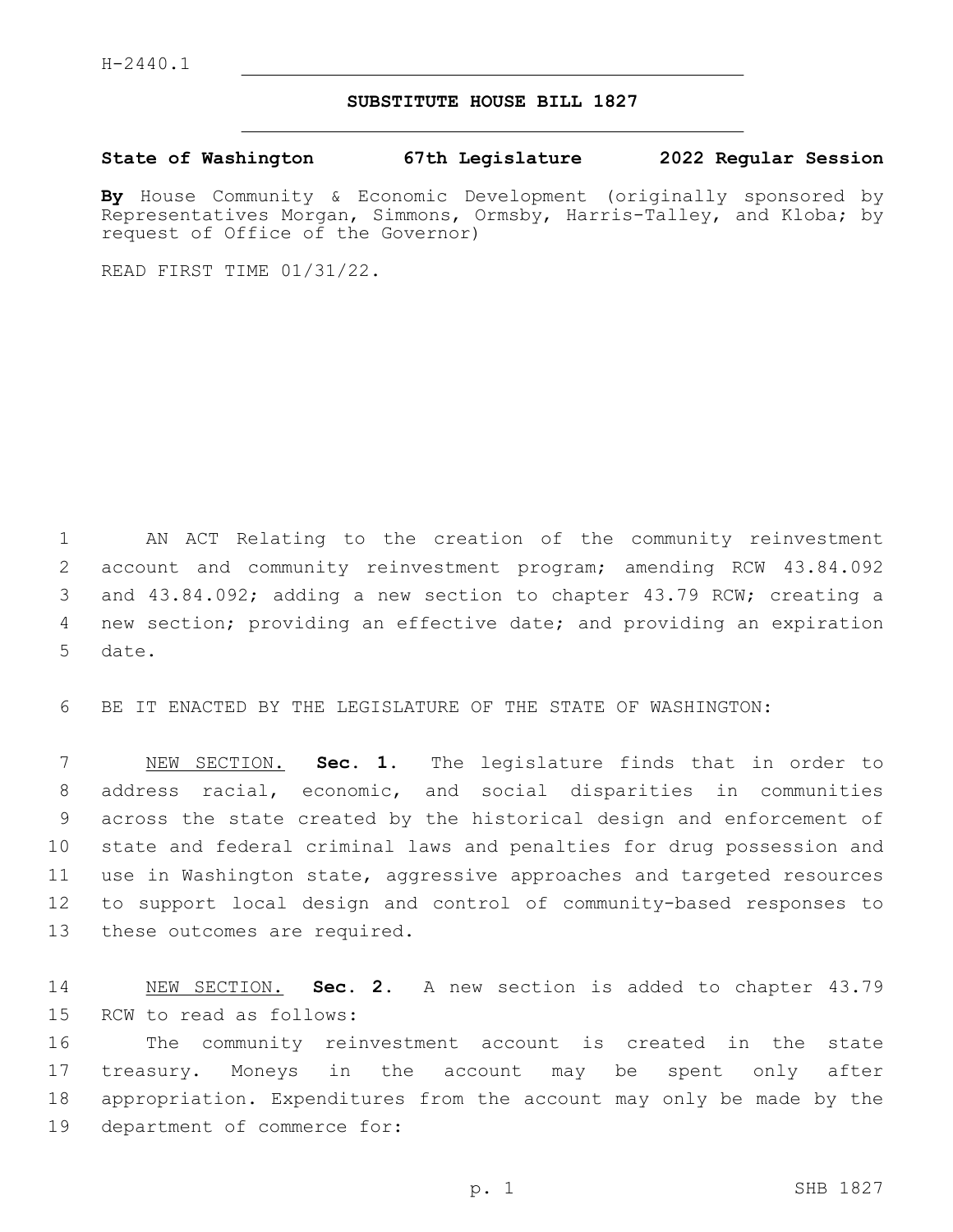H-2440.1

**SUBSTITUTE HOUSE BILL 1827**

**State of Washington 67th Legislature 2022 Regular Session**

**By** House Community & Economic Development (originally sponsored by Representatives Morgan, Simmons, Ormsby, Harris-Talley, and Kloba; by request of Office of the Governor)

READ FIRST TIME 01/31/22.

AN ACT Relating to the creation of the community reinvestment account and community reinvestment program; amending RCW 43.84.092 and 43.84.092; adding a new section to chapter 43.79 RCW; creating a new section; providing an effective date; and providing an expiration date.

BE IT ENACTED BY THE LEGISLATURE OF THE STATE OF WASHINGTON:

NEW SECTION. **Sec. 1.** The legislature finds that in order to address racial, economic, and social disparities in communities across the state created by the historical design and enforcement of state and federal criminal laws and penalties for drug possession and use in Washington state, aggressive approaches and targeted resources to support local design and control of community-based responses to these outcomes are required.

NEW SECTION. **Sec. 2.** A new section is added to chapter 43.79 RCW to read as follows:

The community reinvestment account is created in the state treasury. Moneys in the account may be spent only after appropriation. Expenditures from the account may only be made by the department of commerce for: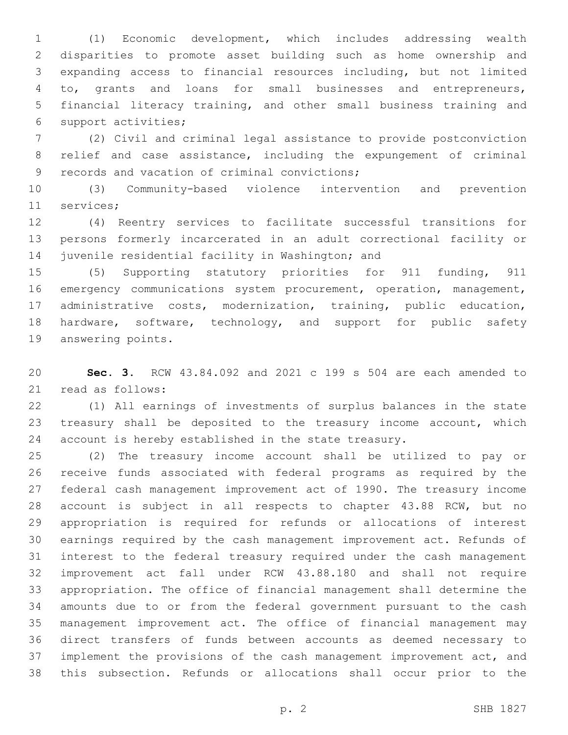(1) Economic development, which includes addressing wealth disparities to promote asset building such as home ownership and expanding access to financial resources including, but not limited to, grants and loans for small businesses and entrepreneurs, financial literacy training, and other small business training and support activities;

(2) Civil and criminal legal assistance to provide postconviction relief and case assistance, including the expungement of criminal records and vacation of criminal convictions;

(3) Community-based violence intervention and prevention services;

(4) Reentry services to facilitate successful transitions for persons formerly incarcerated in an adult correctional facility or juvenile residential facility in Washington; and

(5) Supporting statutory priorities for 911 funding, 911 emergency communications system procurement, operation, management, administrative costs, modernization, training, public education, hardware, software, technology, and support for public safety answering points.

**Sec. 3.** RCW 43.84.092 and 2021 c 199 s 504 are each amended to read as follows:

(1) All earnings of investments of surplus balances in the state treasury shall be deposited to the treasury income account, which account is hereby established in the state treasury.

(2) The treasury income account shall be utilized to pay or receive funds associated with federal programs as required by the federal cash management improvement act of 1990. The treasury income account is subject in all respects to chapter 43.88 RCW, but no appropriation is required for refunds or allocations of interest earnings required by the cash management improvement act. Refunds of interest to the federal treasury required under the cash management improvement act fall under RCW 43.88.180 and shall not require appropriation. The office of financial management shall determine the amounts due to or from the federal government pursuant to the cash management improvement act. The office of financial management may direct transfers of funds between accounts as deemed necessary to implement the provisions of the cash management improvement act, and this subsection. Refunds or allocations shall occur prior to the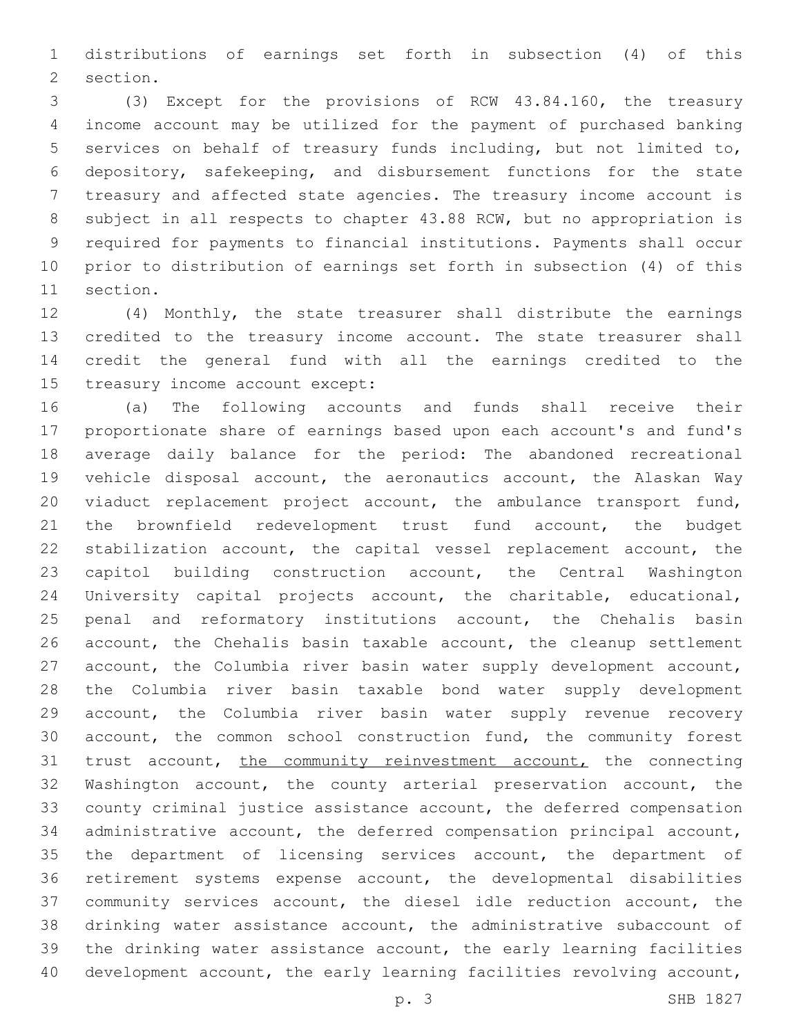distributions of earnings set forth in subsection (4) of this section.

(3) Except for the provisions of RCW 43.84.160, the treasury income account may be utilized for the payment of purchased banking services on behalf of treasury funds including, but not limited to, depository, safekeeping, and disbursement functions for the state treasury and affected state agencies. The treasury income account is subject in all respects to chapter 43.88 RCW, but no appropriation is required for payments to financial institutions. Payments shall occur prior to distribution of earnings set forth in subsection (4) of this section.

(4) Monthly, the state treasurer shall distribute the earnings credited to the treasury income account. The state treasurer shall credit the general fund with all the earnings credited to the treasury income account except:

(a) The following accounts and funds shall receive their proportionate share of earnings based upon each account's and fund's average daily balance for the period: The abandoned recreational vehicle disposal account, the aeronautics account, the Alaskan Way viaduct replacement project account, the ambulance transport fund, the brownfield redevelopment trust fund account, the budget stabilization account, the capital vessel replacement account, the capitol building construction account, the Central Washington University capital projects account, the charitable, educational, penal and reformatory institutions account, the Chehalis basin account, the Chehalis basin taxable account, the cleanup settlement account, the Columbia river basin water supply development account, the Columbia river basin taxable bond water supply development account, the Columbia river basin water supply revenue recovery account, the common school construction fund, the community forest trust account, <u>the community reinvestment account,</u> the connecting Washington account, the county arterial preservation account, the county criminal justice assistance account, the deferred compensation administrative account, the deferred compensation principal account, the department of licensing services account, the department of retirement systems expense account, the developmental disabilities community services account, the diesel idle reduction account, the drinking water assistance account, the administrative subaccount of the drinking water assistance account, the early learning facilities development account, the early learning facilities revolving account,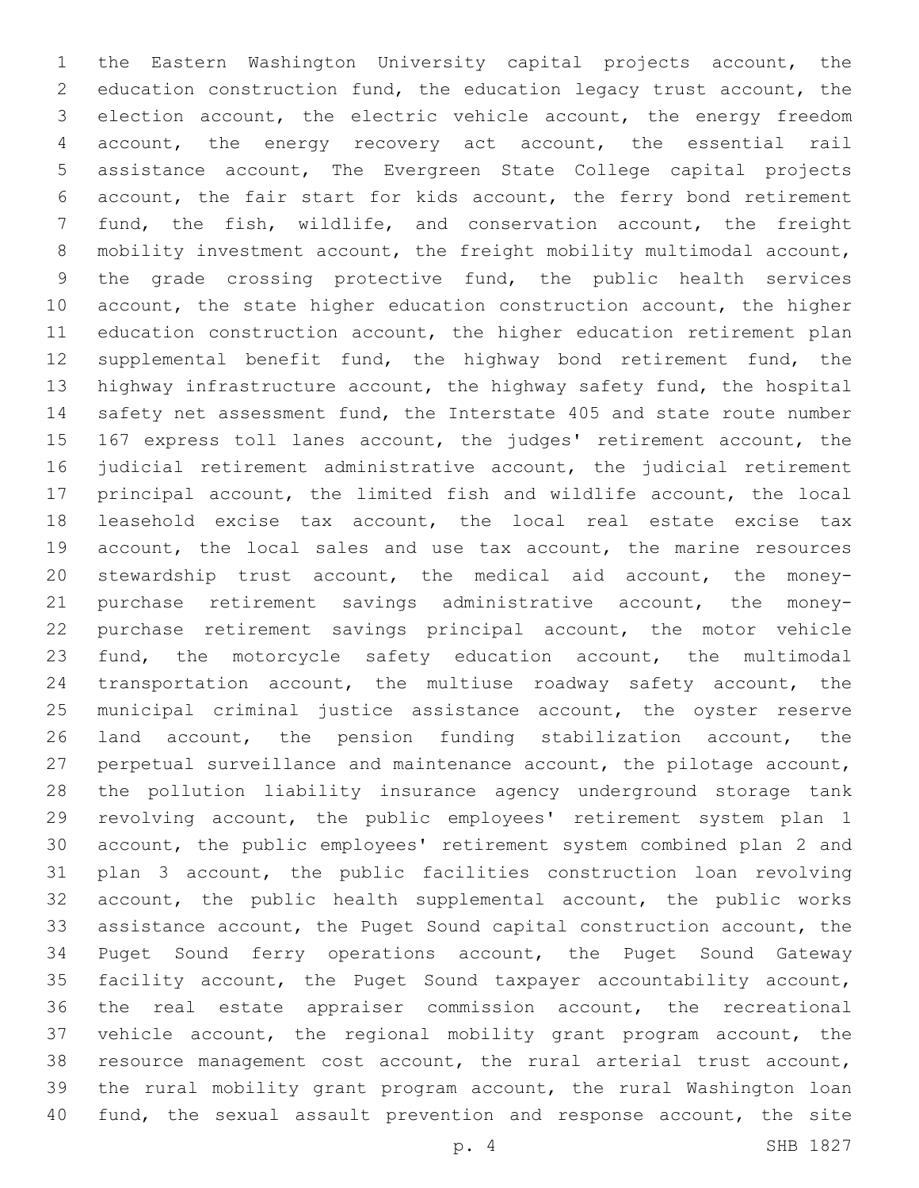the Eastern Washington University capital projects account, the education construction fund, the education legacy trust account, the election account, the electric vehicle account, the energy freedom account, the energy recovery act account, the essential rail assistance account, The Evergreen State College capital projects account, the fair start for kids account, the ferry bond retirement fund, the fish, wildlife, and conservation account, the freight mobility investment account, the freight mobility multimodal account, the grade crossing protective fund, the public health services account, the state higher education construction account, the higher education construction account, the higher education retirement plan supplemental benefit fund, the highway bond retirement fund, the highway infrastructure account, the highway safety fund, the hospital safety net assessment fund, the Interstate 405 and state route number 167 express toll lanes account, the judges' retirement account, the judicial retirement administrative account, the judicial retirement principal account, the limited fish and wildlife account, the local leasehold excise tax account, the local real estate excise tax account, the local sales and use tax account, the marine resources stewardship trust account, the medical aid account, the money-purchase retirement savings administrative account, the money-purchase retirement savings principal account, the motor vehicle fund, the motorcycle safety education account, the multimodal transportation account, the multiuse roadway safety account, the municipal criminal justice assistance account, the oyster reserve land account, the pension funding stabilization account, the perpetual surveillance and maintenance account, the pilotage account, the pollution liability insurance agency underground storage tank revolving account, the public employees' retirement system plan 1 account, the public employees' retirement system combined plan 2 and plan 3 account, the public facilities construction loan revolving account, the public health supplemental account, the public works assistance account, the Puget Sound capital construction account, the Puget Sound ferry operations account, the Puget Sound Gateway facility account, the Puget Sound taxpayer accountability account, the real estate appraiser commission account, the recreational vehicle account, the regional mobility grant program account, the resource management cost account, the rural arterial trust account, the rural mobility grant program account, the rural Washington loan fund, the sexual assault prevention and response account, the site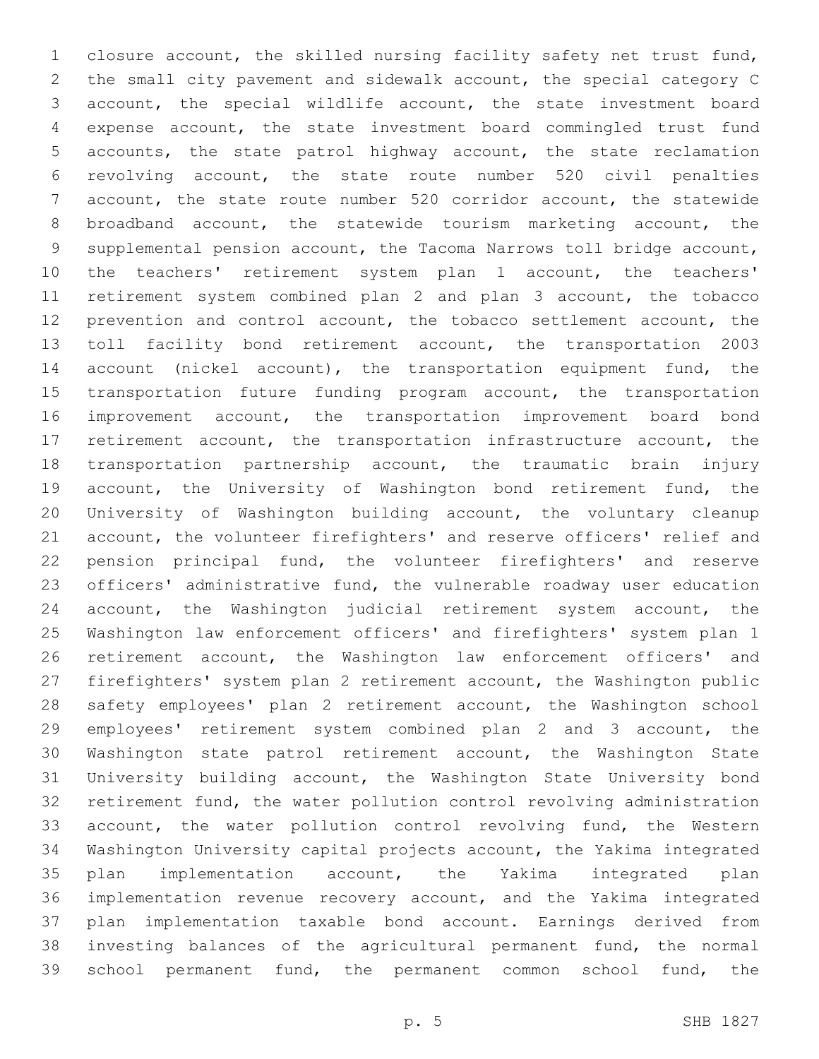closure account, the skilled nursing facility safety net trust fund, the small city pavement and sidewalk account, the special category C account, the special wildlife account, the state investment board expense account, the state investment board commingled trust fund accounts, the state patrol highway account, the state reclamation revolving account, the state route number 520 civil penalties account, the state route number 520 corridor account, the statewide broadband account, the statewide tourism marketing account, the supplemental pension account, the Tacoma Narrows toll bridge account, the teachers' retirement system plan 1 account, the teachers' retirement system combined plan 2 and plan 3 account, the tobacco prevention and control account, the tobacco settlement account, the toll facility bond retirement account, the transportation 2003 account (nickel account), the transportation equipment fund, the transportation future funding program account, the transportation improvement account, the transportation improvement board bond retirement account, the transportation infrastructure account, the transportation partnership account, the traumatic brain injury account, the University of Washington bond retirement fund, the University of Washington building account, the voluntary cleanup account, the volunteer firefighters' and reserve officers' relief and pension principal fund, the volunteer firefighters' and reserve officers' administrative fund, the vulnerable roadway user education account, the Washington judicial retirement system account, the Washington law enforcement officers' and firefighters' system plan 1 retirement account, the Washington law enforcement officers' and firefighters' system plan 2 retirement account, the Washington public safety employees' plan 2 retirement account, the Washington school employees' retirement system combined plan 2 and 3 account, the Washington state patrol retirement account, the Washington State University building account, the Washington State University bond retirement fund, the water pollution control revolving administration account, the water pollution control revolving fund, the Western Washington University capital projects account, the Yakima integrated plan implementation account, the Yakima integrated plan implementation revenue recovery account, and the Yakima integrated plan implementation taxable bond account. Earnings derived from investing balances of the agricultural permanent fund, the normal school permanent fund, the permanent common school fund, the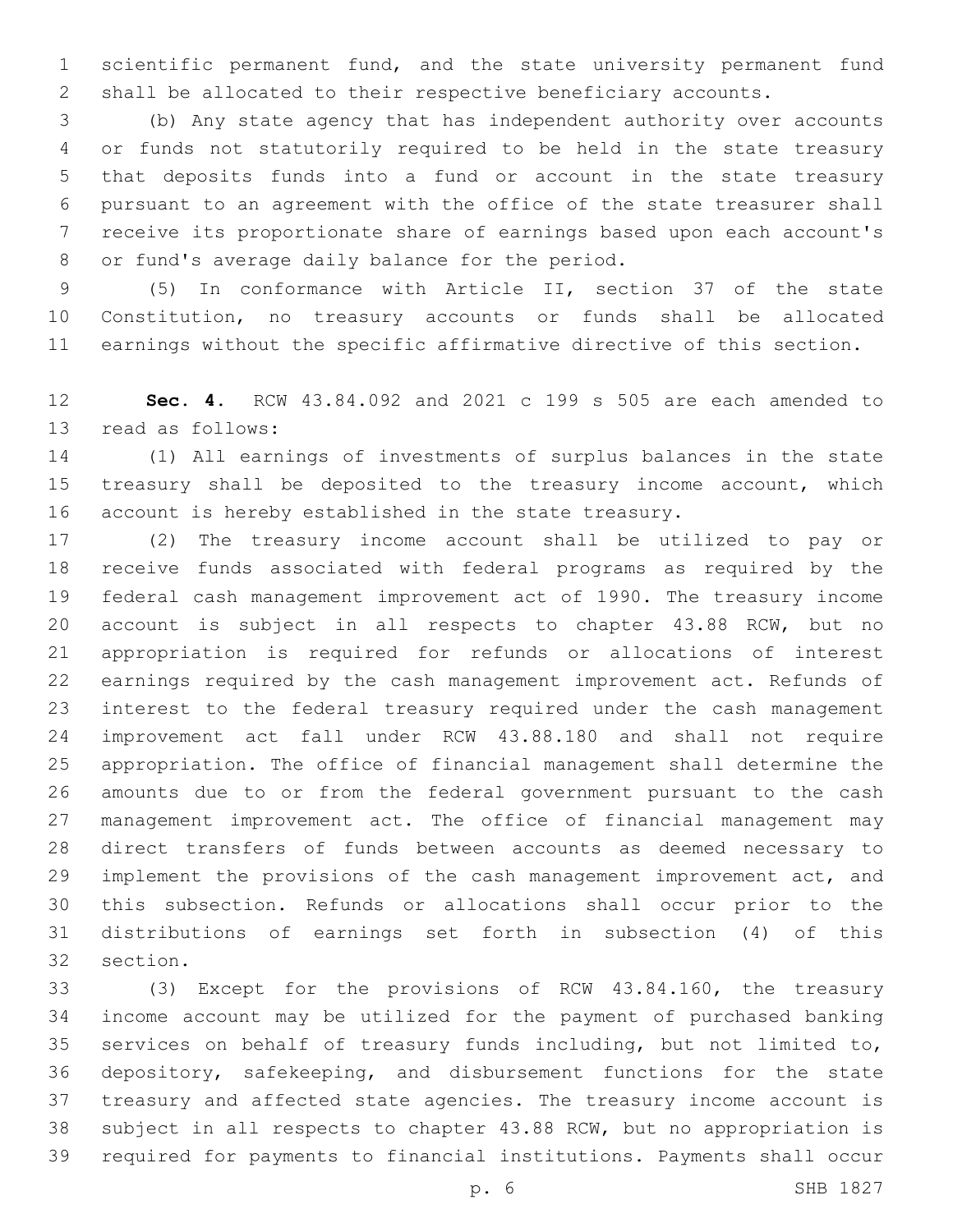scientific permanent fund, and the state university permanent fund shall be allocated to their respective beneficiary accounts.

(b) Any state agency that has independent authority over accounts or funds not statutorily required to be held in the state treasury that deposits funds into a fund or account in the state treasury pursuant to an agreement with the office of the state treasurer shall receive its proportionate share of earnings based upon each account's or fund's average daily balance for the period.

(5) In conformance with Article II, section 37 of the state Constitution, no treasury accounts or funds shall be allocated earnings without the specific affirmative directive of this section.

**Sec. 4.** RCW 43.84.092 and 2021 c 199 s 505 are each amended to read as follows:

(1) All earnings of investments of surplus balances in the state treasury shall be deposited to the treasury income account, which account is hereby established in the state treasury.

(2) The treasury income account shall be utilized to pay or receive funds associated with federal programs as required by the federal cash management improvement act of 1990. The treasury income account is subject in all respects to chapter 43.88 RCW, but no appropriation is required for refunds or allocations of interest earnings required by the cash management improvement act. Refunds of interest to the federal treasury required under the cash management improvement act fall under RCW 43.88.180 and shall not require appropriation. The office of financial management shall determine the amounts due to or from the federal government pursuant to the cash management improvement act. The office of financial management may direct transfers of funds between accounts as deemed necessary to implement the provisions of the cash management improvement act, and this subsection. Refunds or allocations shall occur prior to the distributions of earnings set forth in subsection (4) of this section.

(3) Except for the provisions of RCW 43.84.160, the treasury income account may be utilized for the payment of purchased banking services on behalf of treasury funds including, but not limited to, depository, safekeeping, and disbursement functions for the state treasury and affected state agencies. The treasury income account is subject in all respects to chapter 43.88 RCW, but no appropriation is required for payments to financial institutions. Payments shall occur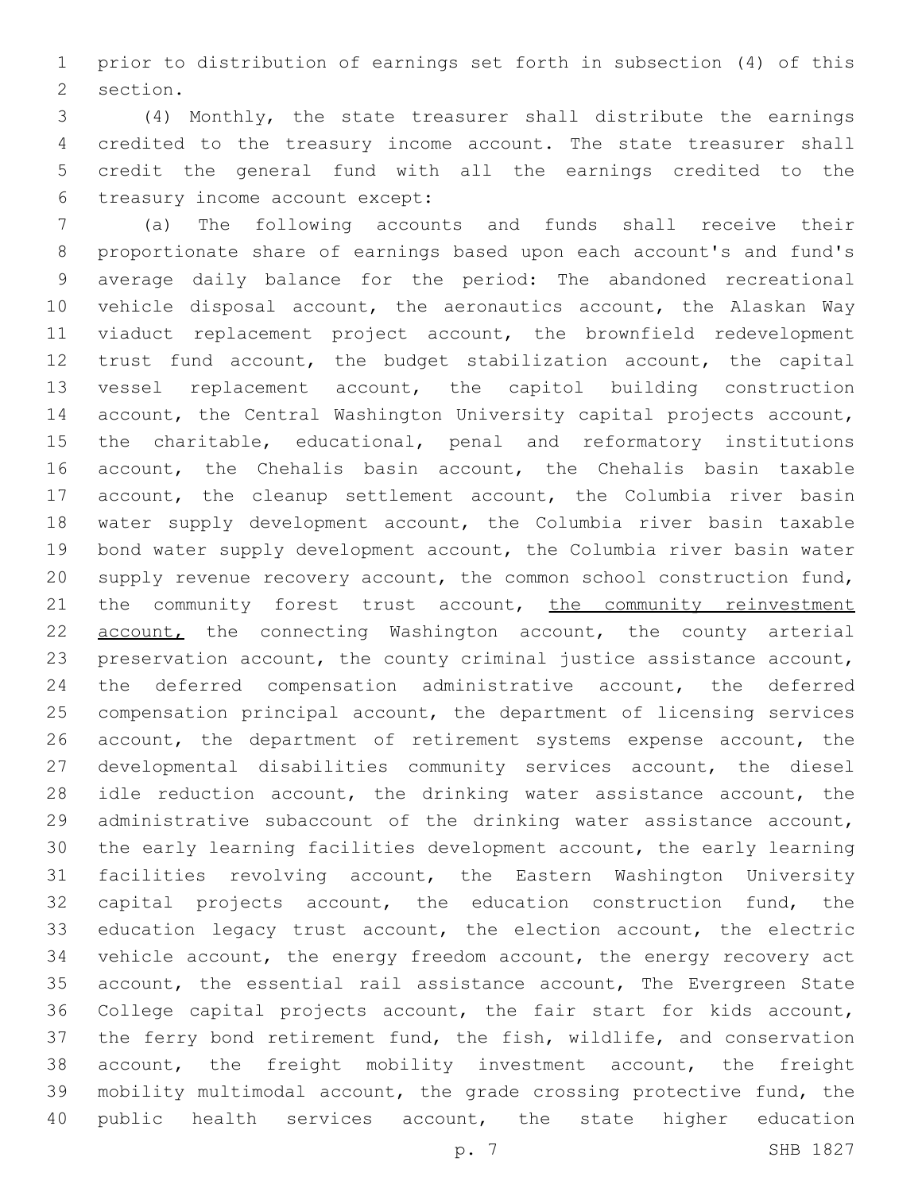prior to distribution of earnings set forth in subsection (4) of this section.

(4) Monthly, the state treasurer shall distribute the earnings credited to the treasury income account. The state treasurer shall credit the general fund with all the earnings credited to the treasury income account except:

(a) The following accounts and funds shall receive their proportionate share of earnings based upon each account's and fund's average daily balance for the period: The abandoned recreational vehicle disposal account, the aeronautics account, the Alaskan Way viaduct replacement project account, the brownfield redevelopment trust fund account, the budget stabilization account, the capital vessel replacement account, the capitol building construction account, the Central Washington University capital projects account, the charitable, educational, penal and reformatory institutions account, the Chehalis basin account, the Chehalis basin taxable account, the cleanup settlement account, the Columbia river basin water supply development account, the Columbia river basin taxable bond water supply development account, the Columbia river basin water supply revenue recovery account, the common school construction fund, the community forest trust account, <u>the community reinvestment account,</u> the connecting Washington account, the county arterial preservation account, the county criminal justice assistance account, the deferred compensation administrative account, the deferred compensation principal account, the department of licensing services account, the department of retirement systems expense account, the developmental disabilities community services account, the diesel idle reduction account, the drinking water assistance account, the administrative subaccount of the drinking water assistance account, the early learning facilities development account, the early learning facilities revolving account, the Eastern Washington University capital projects account, the education construction fund, the education legacy trust account, the election account, the electric vehicle account, the energy freedom account, the energy recovery act account, the essential rail assistance account, The Evergreen State College capital projects account, the fair start for kids account, the ferry bond retirement fund, the fish, wildlife, and conservation account, the freight mobility investment account, the freight mobility multimodal account, the grade crossing protective fund, the public health services account, the state higher education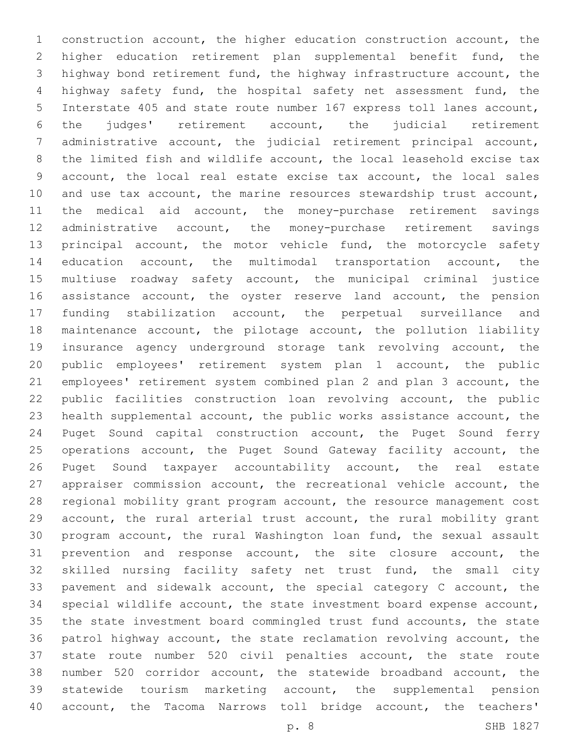construction account, the higher education construction account, the higher education retirement plan supplemental benefit fund, the highway bond retirement fund, the highway infrastructure account, the highway safety fund, the hospital safety net assessment fund, the Interstate 405 and state route number 167 express toll lanes account, the judges' retirement account, the judicial retirement administrative account, the judicial retirement principal account, the limited fish and wildlife account, the local leasehold excise tax account, the local real estate excise tax account, the local sales and use tax account, the marine resources stewardship trust account, the medical aid account, the money-purchase retirement savings administrative account, the money-purchase retirement savings principal account, the motor vehicle fund, the motorcycle safety education account, the multimodal transportation account, the multiuse roadway safety account, the municipal criminal justice assistance account, the oyster reserve land account, the pension funding stabilization account, the perpetual surveillance and maintenance account, the pilotage account, the pollution liability insurance agency underground storage tank revolving account, the public employees' retirement system plan 1 account, the public employees' retirement system combined plan 2 and plan 3 account, the public facilities construction loan revolving account, the public health supplemental account, the public works assistance account, the Puget Sound capital construction account, the Puget Sound ferry operations account, the Puget Sound Gateway facility account, the Puget Sound taxpayer accountability account, the real estate appraiser commission account, the recreational vehicle account, the regional mobility grant program account, the resource management cost account, the rural arterial trust account, the rural mobility grant program account, the rural Washington loan fund, the sexual assault prevention and response account, the site closure account, the skilled nursing facility safety net trust fund, the small city pavement and sidewalk account, the special category C account, the special wildlife account, the state investment board expense account, the state investment board commingled trust fund accounts, the state patrol highway account, the state reclamation revolving account, the state route number 520 civil penalties account, the state route number 520 corridor account, the statewide broadband account, the statewide tourism marketing account, the supplemental pension account, the Tacoma Narrows toll bridge account, the teachers'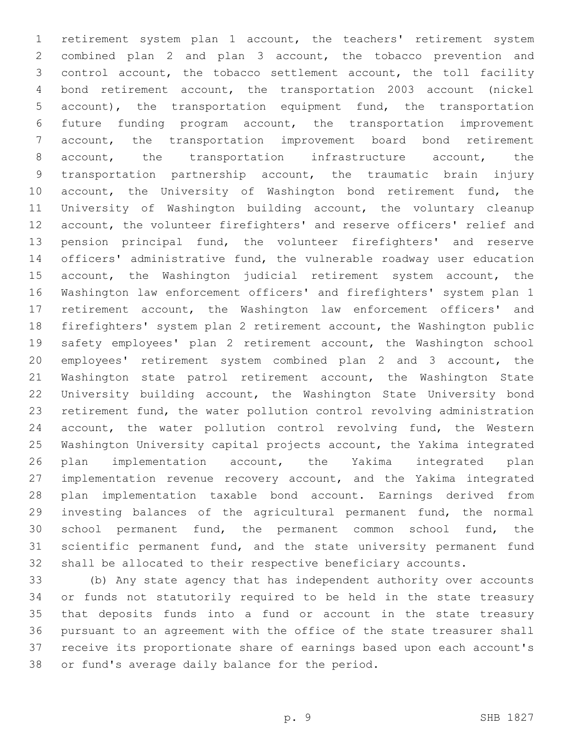retirement system plan 1 account, the teachers' retirement system combined plan 2 and plan 3 account, the tobacco prevention and control account, the tobacco settlement account, the toll facility bond retirement account, the transportation 2003 account (nickel account), the transportation equipment fund, the transportation future funding program account, the transportation improvement account, the transportation improvement board bond retirement account, the transportation infrastructure account, the transportation partnership account, the traumatic brain injury account, the University of Washington bond retirement fund, the University of Washington building account, the voluntary cleanup account, the volunteer firefighters' and reserve officers' relief and pension principal fund, the volunteer firefighters' and reserve officers' administrative fund, the vulnerable roadway user education account, the Washington judicial retirement system account, the Washington law enforcement officers' and firefighters' system plan 1 retirement account, the Washington law enforcement officers' and firefighters' system plan 2 retirement account, the Washington public safety employees' plan 2 retirement account, the Washington school employees' retirement system combined plan 2 and 3 account, the Washington state patrol retirement account, the Washington State University building account, the Washington State University bond retirement fund, the water pollution control revolving administration account, the water pollution control revolving fund, the Western Washington University capital projects account, the Yakima integrated plan implementation account, the Yakima integrated plan implementation revenue recovery account, and the Yakima integrated plan implementation taxable bond account. Earnings derived from investing balances of the agricultural permanent fund, the normal school permanent fund, the permanent common school fund, the scientific permanent fund, and the state university permanent fund shall be allocated to their respective beneficiary accounts.

(b) Any state agency that has independent authority over accounts or funds not statutorily required to be held in the state treasury that deposits funds into a fund or account in the state treasury pursuant to an agreement with the office of the state treasurer shall receive its proportionate share of earnings based upon each account's or fund's average daily balance for the period.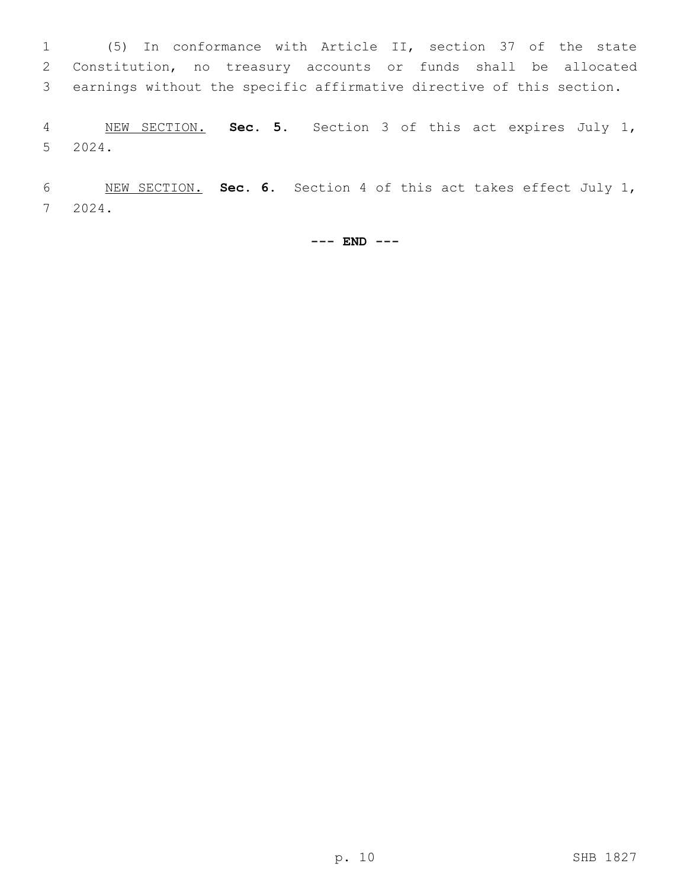(5) In conformance with Article II, section 37 of the state Constitution, no treasury accounts or funds shall be allocated earnings without the specific affirmative directive of this section.

NEW SECTION. **Sec. 5.** Section 3 of this act expires July 1, 2024.

NEW SECTION. **Sec. 6.** Section 4 of this act takes effect July 1, 2024.

**--- END ---**